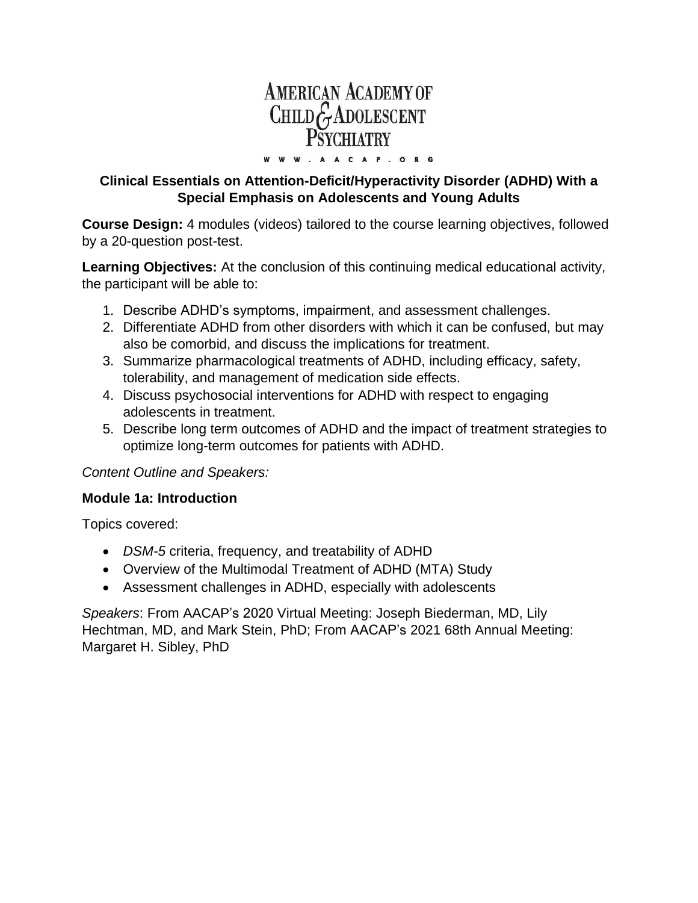# AMERICAN ACADEMY OF CHILD & ADOLESCENT PSYCHIATRY

WWW.AACAP.ORG

## Clinical Essentials on Attention-Deficit/Hyperactivity Disorder (ADHD) With a Special Emphasis on Adolescents and Young Adults

**Course Design:** 4 modules (videos) tailored to the course learning objectives, followed by a 20-question post-test.

**Learning Objectives:** At the conclusion of this continuing medical educational activity, the participant will be able to:

1. Describe ADHD's symptoms, impairment, and assessment challenges.
2. Differentiate ADHD from other disorders with which it can be confused, but may also be comorbid, and discuss the implications for treatment.
3. Summarize pharmacological treatments of ADHD, including efficacy, safety, tolerability, and management of medication side effects.
4. Discuss psychosocial interventions for ADHD with respect to engaging adolescents in treatment.
5. Describe long term outcomes of ADHD and the impact of treatment strategies to optimize long-term outcomes for patients with ADHD.

*Content Outline and Speakers:*

### Module 1a: Introduction

Topics covered:

- *DSM-5* criteria, frequency, and treatability of ADHD
- Overview of the Multimodal Treatment of ADHD (MTA) Study
- Assessment challenges in ADHD, especially with adolescents

*Speakers*: From AACAP's 2020 Virtual Meeting: Joseph Biederman, MD, Lily Hechtman, MD, and Mark Stein, PhD; From AACAP's 2021 68th Annual Meeting: Margaret H. Sibley, PhD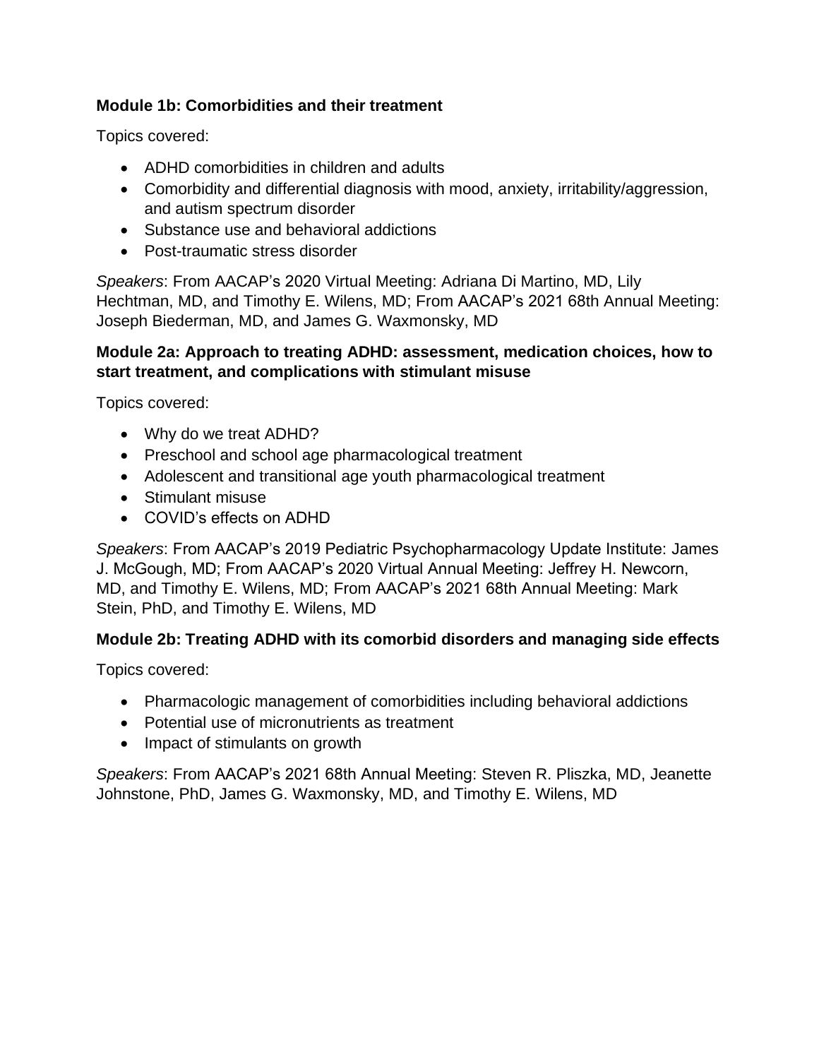**Module 1b: Comorbidities and their treatment**

Topics covered:

- ADHD comorbidities in children and adults
- Comorbidity and differential diagnosis with mood, anxiety, irritability/aggression, and autism spectrum disorder
- Substance use and behavioral addictions
- Post-traumatic stress disorder

*Speakers*: From AACAP's 2020 Virtual Meeting: Adriana Di Martino, MD, Lily Hechtman, MD, and Timothy E. Wilens, MD; From AACAP's 2021 68th Annual Meeting: Joseph Biederman, MD, and James G. Waxmonsky, MD

**Module 2a: Approach to treating ADHD: assessment, medication choices, how to start treatment, and complications with stimulant misuse**

Topics covered:

- Why do we treat ADHD?
- Preschool and school age pharmacological treatment
- Adolescent and transitional age youth pharmacological treatment
- Stimulant misuse
- COVID's effects on ADHD

*Speakers*: From AACAP's 2019 Pediatric Psychopharmacology Update Institute: James J. McGough, MD; From AACAP's 2020 Virtual Annual Meeting: Jeffrey H. Newcorn, MD, and Timothy E. Wilens, MD; From AACAP's 2021 68th Annual Meeting: Mark Stein, PhD, and Timothy E. Wilens, MD

**Module 2b: Treating ADHD with its comorbid disorders and managing side effects**

Topics covered:

- Pharmacologic management of comorbidities including behavioral addictions
- Potential use of micronutrients as treatment
- Impact of stimulants on growth

*Speakers*: From AACAP's 2021 68th Annual Meeting: Steven R. Pliszka, MD, Jeanette Johnstone, PhD, James G. Waxmonsky, MD, and Timothy E. Wilens, MD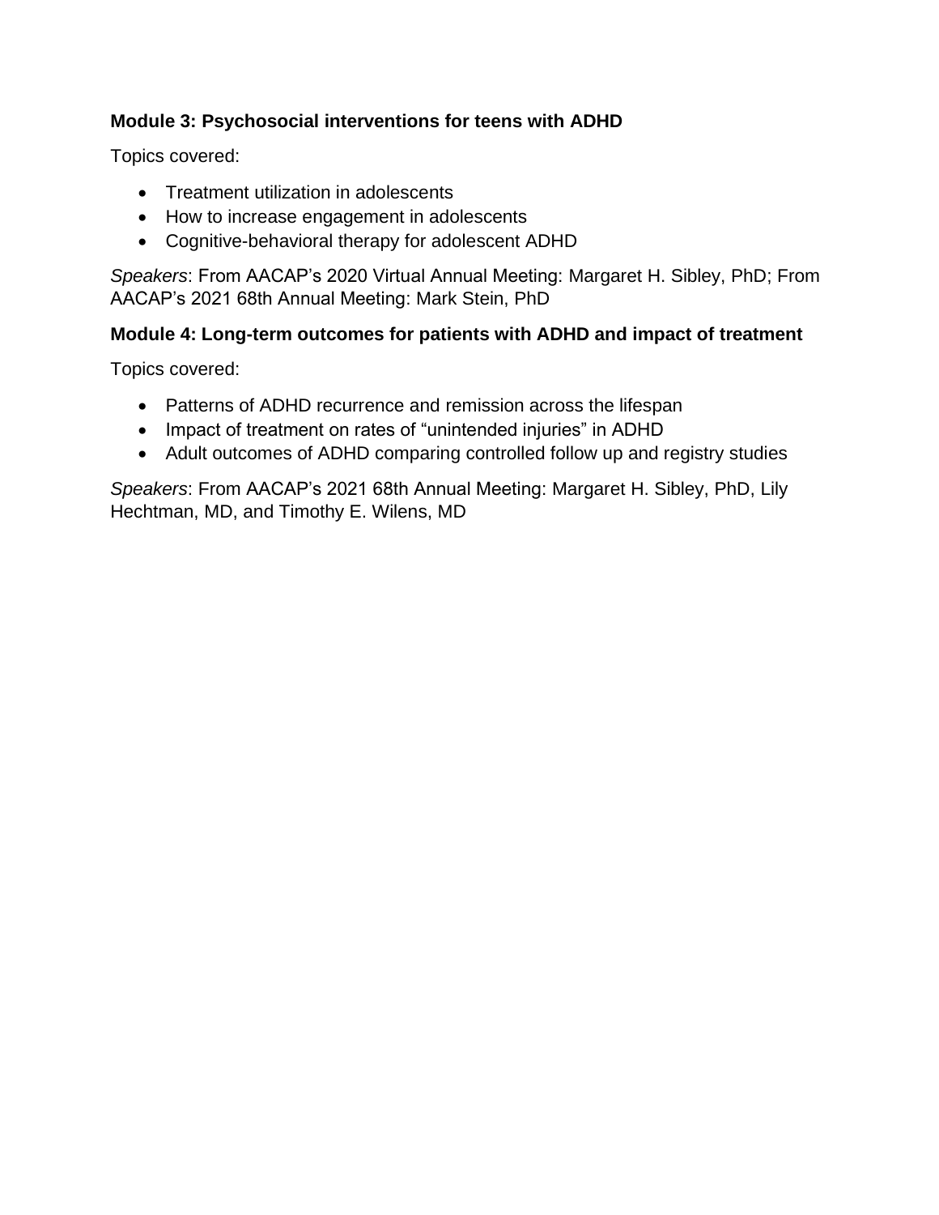**Module 3: Psychosocial interventions for teens with ADHD**

Topics covered:

- Treatment utilization in adolescents
- How to increase engagement in adolescents
- Cognitive-behavioral therapy for adolescent ADHD

*Speakers*: From AACAP's 2020 Virtual Annual Meeting: Margaret H. Sibley, PhD; From AACAP's 2021 68th Annual Meeting: Mark Stein, PhD

**Module 4: Long-term outcomes for patients with ADHD and impact of treatment**

Topics covered:

- Patterns of ADHD recurrence and remission across the lifespan
- Impact of treatment on rates of "unintended injuries" in ADHD
- Adult outcomes of ADHD comparing controlled follow up and registry studies

*Speakers*: From AACAP's 2021 68th Annual Meeting: Margaret H. Sibley, PhD, Lily Hechtman, MD, and Timothy E. Wilens, MD